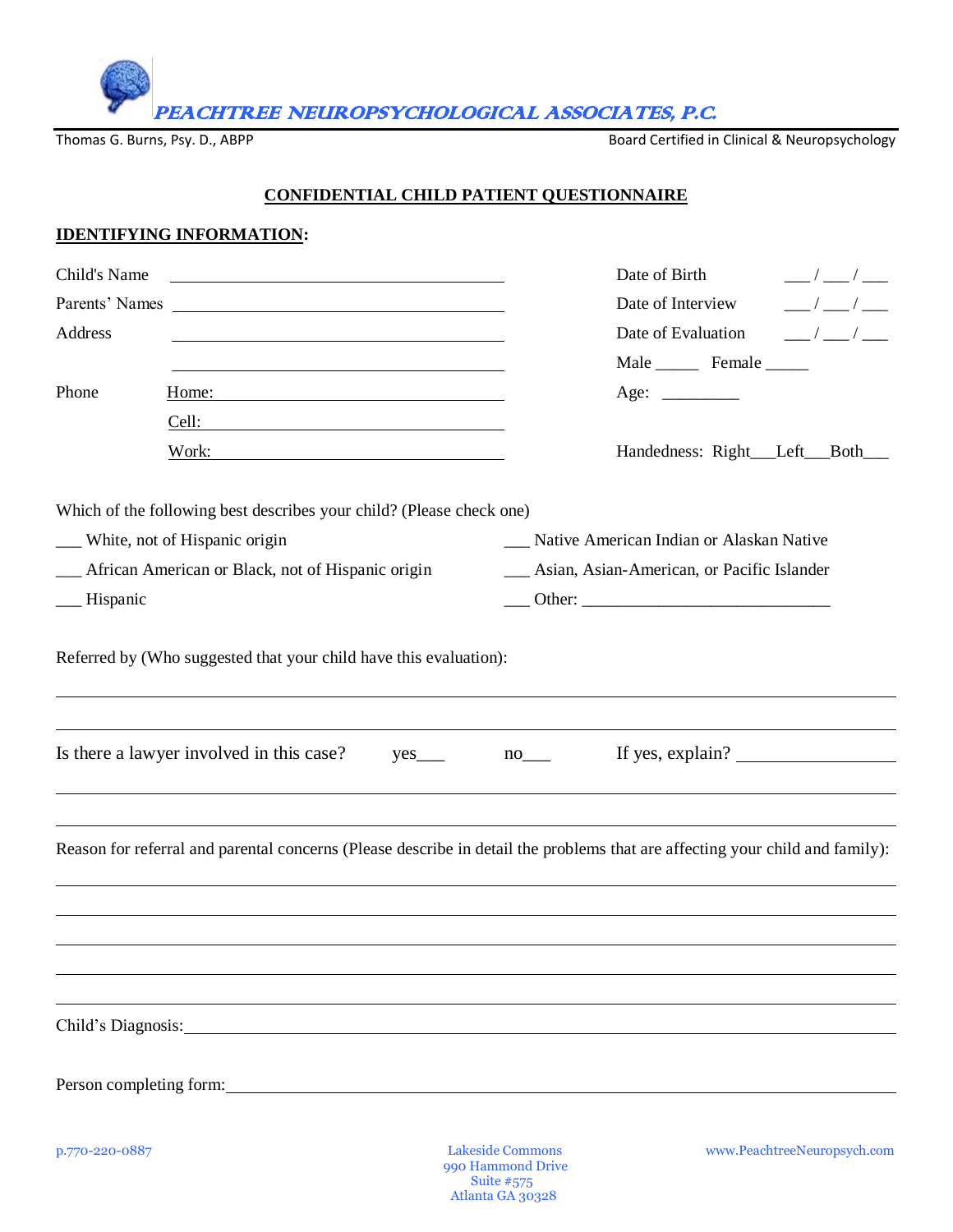# PEACHTREE NEUROPSYCHOLOGICAL ASSOCIATES, P.C.

Thomas G. Burns, Psy. D., ABPP — Board Certified in Clinical & Neuropsychology

## CONFIDENTIAL CHILD PATIENT QUESTIONNAIRE

### IDENTIFYING INFORMATION:

Child's Name ________________________________

Parents' Names ________________________________

Address ________________________________

________________________________

Phone
- Home: ________________________________
- Cell: ________________________________
- Work: ________________________________

Date of Birth ___ / ___ / ___

Date of Interview ___ / ___ / ___

Date of Evaluation ___ / ___ / ___

Male _____ Female _____

Age: _________

Handedness: Right___Left___Both___

Which of the following best describes your child? (Please check one)

___ White, not of Hispanic origin

___ African American or Black, not of Hispanic origin

___ Hispanic

___ Native American Indian or Alaskan Native

___ Asian, Asian-American, or Pacific Islander

___ Other: ____________________________

Referred by (Who suggested that your child have this evaluation):

________________________________________________________________

________________________________________________________________

Is there a lawyer involved in this case? yes___ no___ If yes, explain? ________________

________________________________________________________________

________________________________________________________________

Reason for referral and parental concerns (Please describe in detail the problems that are affecting your child and family):

________________________________________________________________

________________________________________________________________

________________________________________________________________

________________________________________________________________

________________________________________________________________

Child's Diagnosis: ________________________________________________

Person completing form: ________________________________________________

p.770-220-0887

Lakeside Commons
990 Hammond Drive
Suite #575
Atlanta GA 30328

www.PeachtreeNeuropsych.com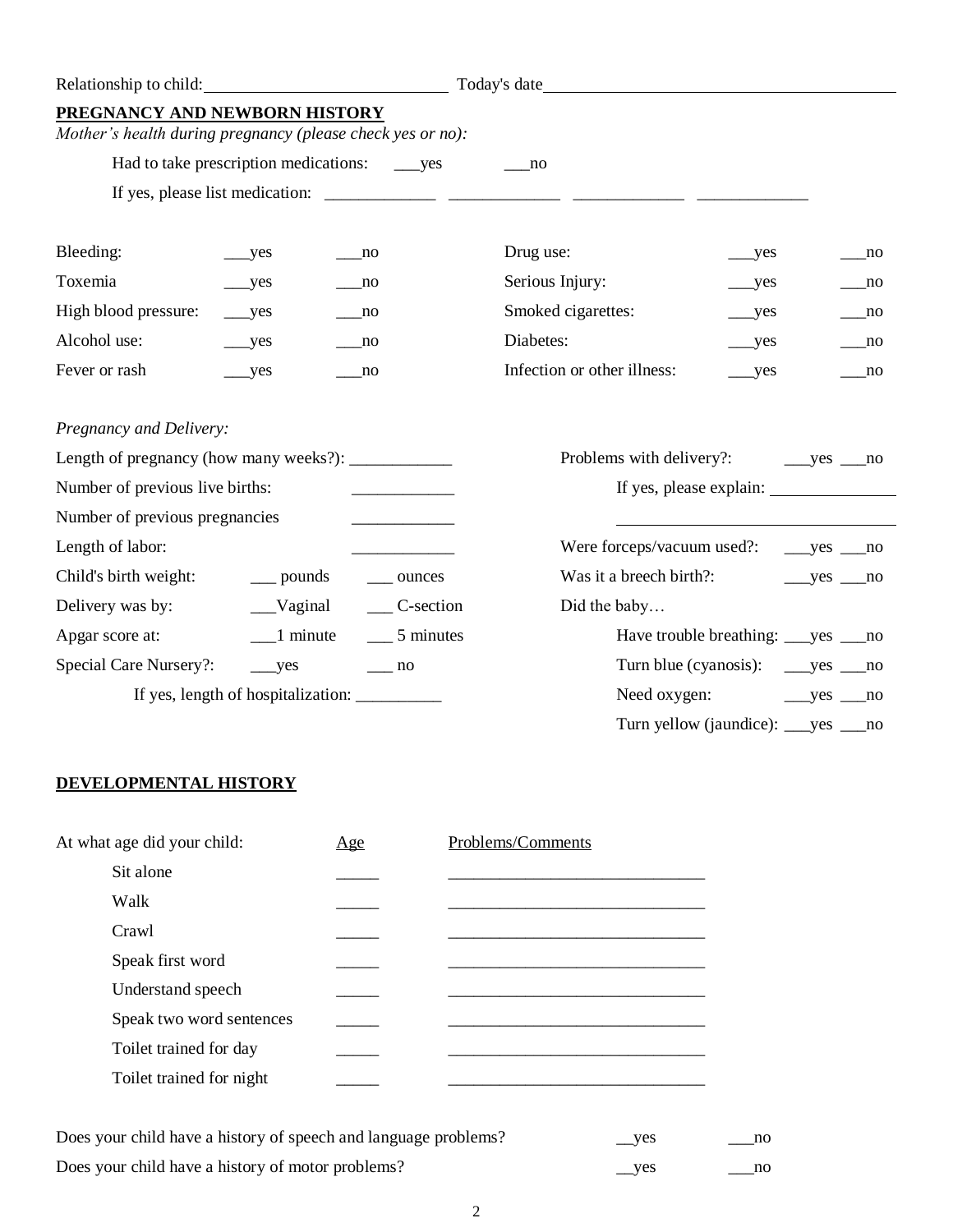Relationship to child: ____________________________ Today's date ____________________________________________

## PREGNANCY AND NEWBORN HISTORY

*Mother's health during pregnancy (please check yes or no):*

Had to take prescription medications: ___yes ___no

If yes, please list medication: _____________ _____________ _____________ _____________

| | | | | | |
|---|---|---|---|---|---|
| Bleeding: | ___yes | ___no | Drug use: | ___yes | ___no |
| Toxemia | ___yes | ___no | Serious Injury: | ___yes | ___no |
| High blood pressure: | ___yes | ___no | Smoked cigarettes: | ___yes | ___no |
| Alcohol use: | ___yes | ___no | Diabetes: | ___yes | ___no |
| Fever or rash | ___yes | ___no | Infection or other illness: | ___yes | ___no |

*Pregnancy and Delivery:*

Length of pregnancy (how many weeks?): ____________

Number of previous live births: ____________

Number of previous pregnancies ____________

Length of labor: ____________

Child's birth weight: ___ pounds ___ ounces

Delivery was by: ___Vaginal ___ C-section

Apgar score at: ___1 minute ___ 5 minutes

Special Care Nursery?: ___yes ___ no

If yes, length of hospitalization: __________

Problems with delivery?: ___yes ___no

If yes, please explain: _______________

_________________________________

Were forceps/vacuum used?: ___yes ___no

Was it a breech birth?: ___yes ___no

Did the baby…

- Have trouble breathing: ___yes ___no
- Turn blue (cyanosis): ___yes ___no
- Need oxygen: ___yes ___no
- Turn yellow (jaundice): ___yes ___no

## DEVELOPMENTAL HISTORY

| At what age did your child: | Age | Problems/Comments |
|---|---|---|
| Sit alone | _____ | ______________________________ |
| Walk | _____ | ______________________________ |
| Crawl | _____ | ______________________________ |
| Speak first word | _____ | ______________________________ |
| Understand speech | _____ | ______________________________ |
| Speak two word sentences | _____ | ______________________________ |
| Toilet trained for day | _____ | ______________________________ |
| Toilet trained for night | _____ | ______________________________ |

Does your child have a history of speech and language problems? __yes ___no

Does your child have a history of motor problems? __yes ___no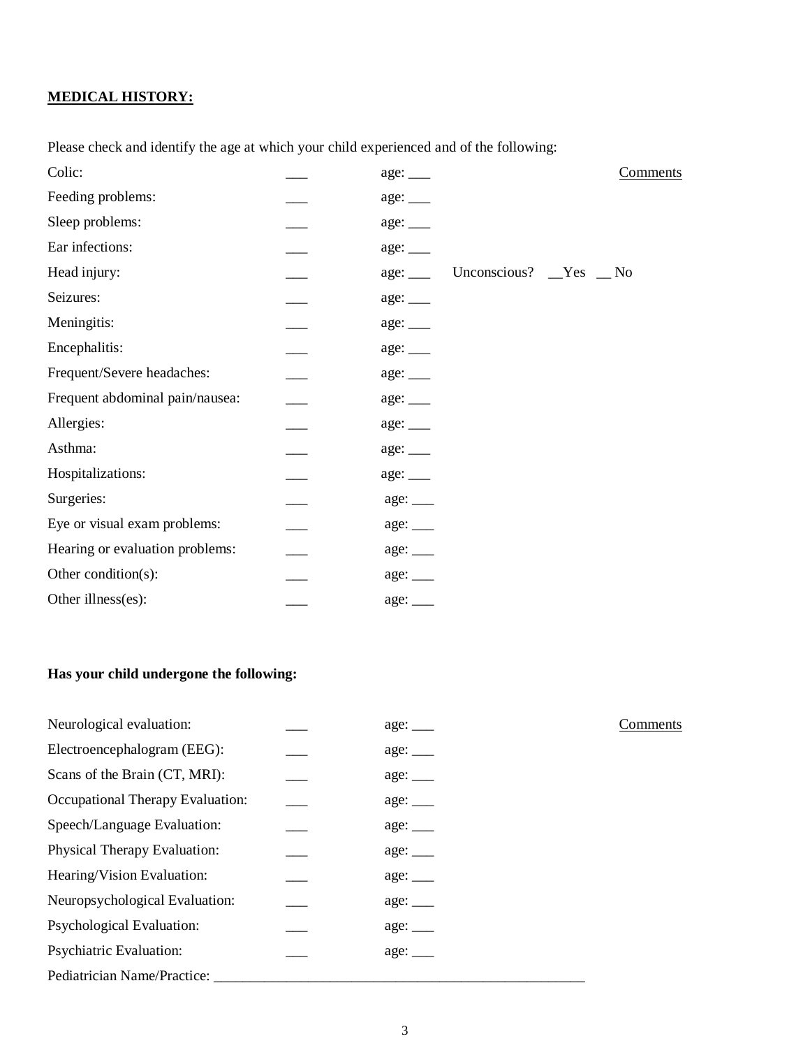**MEDICAL HISTORY:**

Please check and identify the age at which your child experienced and of the following:

| | | | Comments |
|---|---|---|---|
| Colic: | ___ | age: ___ | |
| Feeding problems: | ___ | age: ___ | |
| Sleep problems: | ___ | age: ___ | |
| Ear infections: | ___ | age: ___ | |
| Head injury: | ___ | age: ___ | Unconscious? __Yes __ No |
| Seizures: | ___ | age: ___ | |
| Meningitis: | ___ | age: ___ | |
| Encephalitis: | ___ | age: ___ | |
| Frequent/Severe headaches: | ___ | age: ___ | |
| Frequent abdominal pain/nausea: | ___ | age: ___ | |
| Allergies: | ___ | age: ___ | |
| Asthma: | ___ | age: ___ | |
| Hospitalizations: | ___ | age: ___ | |
| Surgeries: | ___ | age: ___ | |
| Eye or visual exam problems: | ___ | age: ___ | |
| Hearing or evaluation problems: | ___ | age: ___ | |
| Other condition(s): | ___ | age: ___ | |
| Other illness(es): | ___ | age: ___ | |

**Has your child undergone the following:**

| | | | Comments |
|---|---|---|---|
| Neurological evaluation: | ___ | age: ___ | |
| Electroencephalogram (EEG): | ___ | age: ___ | |
| Scans of the Brain (CT, MRI): | ___ | age: ___ | |
| Occupational Therapy Evaluation: | ___ | age: ___ | |
| Speech/Language Evaluation: | ___ | age: ___ | |
| Physical Therapy Evaluation: | ___ | age: ___ | |
| Hearing/Vision Evaluation: | ___ | age: ___ | |
| Neuropsychological Evaluation: | ___ | age: ___ | |
| Psychological Evaluation: | ___ | age: ___ | |
| Psychiatric Evaluation: | ___ | age: ___ | |

Pediatrician Name/Practice: ____________________________________________________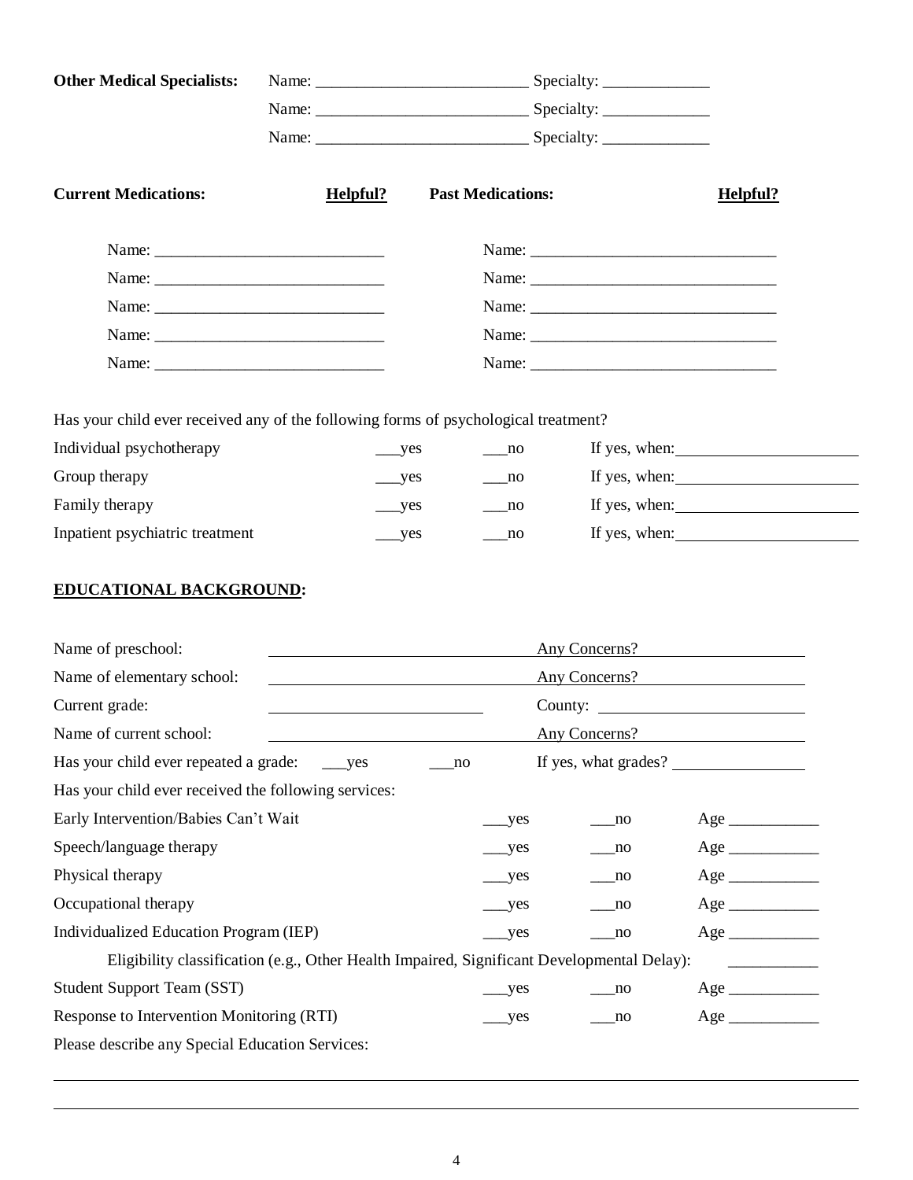**Other Medical Specialists:**

Name: __________________________ Specialty: _____________

Name: __________________________ Specialty: _____________

Name: __________________________ Specialty: _____________

| **Current Medications:** | **Helpful?** | **Past Medications:** | **Helpful?** |
|---|---|---|---|
| Name: ____________________________ | | Name: ______________________________ | |
| Name: ____________________________ | | Name: ______________________________ | |
| Name: ____________________________ | | Name: ______________________________ | |
| Name: ____________________________ | | Name: ______________________________ | |
| Name: ____________________________ | | Name: ______________________________ | |

Has your child ever received any of the following forms of psychological treatment?

| | | | |
|---|---|---|---|
| Individual psychotherapy | ___yes | ___no | If yes, when: ______________________ |
| Group therapy | ___yes | ___no | If yes, when: ______________________ |
| Family therapy | ___yes | ___no | If yes, when: ______________________ |
| Inpatient psychiatric treatment | ___yes | ___no | If yes, when: ______________________ |

## EDUCATIONAL BACKGROUND:

Name of preschool: ________________________________ Any Concerns? ____________________

Name of elementary school: ________________________________ Any Concerns? ____________________

Current grade: __________________________ County: __________________________

Name of current school: ________________________________ Any Concerns? ____________________

Has your child ever repeated a grade: ___yes ___no If yes, what grades? ________________

Has your child ever received the following services:

| | | | |
|---|---|---|---|
| Early Intervention/Babies Can't Wait | ___yes | ___no | Age ___________ |
| Speech/language therapy | ___yes | ___no | Age ___________ |
| Physical therapy | ___yes | ___no | Age ___________ |
| Occupational therapy | ___yes | ___no | Age ___________ |
| Individualized Education Program (IEP) | ___yes | ___no | Age ___________ |

Eligibility classification (e.g., Other Health Impaired, Significant Developmental Delay): ___________

| | | | |
|---|---|---|---|
| Student Support Team (SST) | ___yes | ___no | Age ___________ |
| Response to Intervention Monitoring (RTI) | ___yes | ___no | Age ___________ |

Please describe any Special Education Services:

_______________________________________________________________________________

_______________________________________________________________________________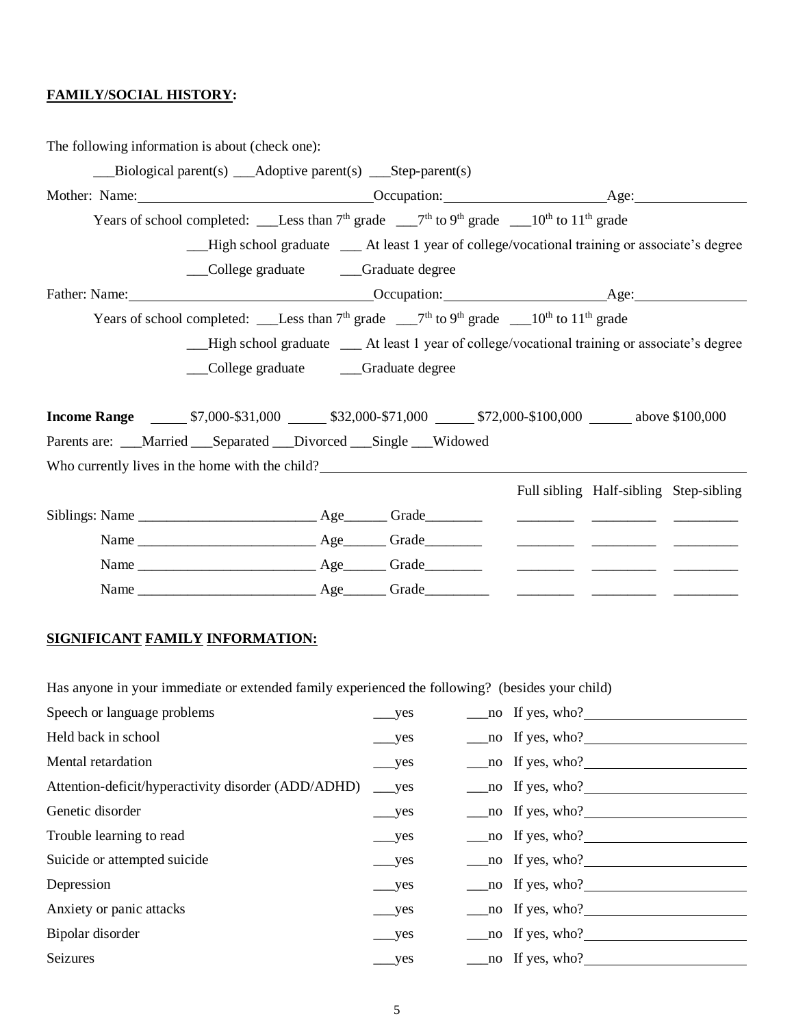**FAMILY/SOCIAL HISTORY:**

The following information is about (check one):

___Biological parent(s) ___Adoptive parent(s) ___Step-parent(s)

Mother: Name:______________________________ Occupation:____________________ Age:______________

Years of school completed: ___Less than 7th grade ___7th to 9th grade ___10th to 11th grade

___High school graduate ___ At least 1 year of college/vocational training or associate's degree

___College graduate ___Graduate degree

Father: Name:______________________________ Occupation:____________________ Age:______________

Years of school completed: ___Less than 7th grade ___7th to 9th grade ___10th to 11th grade

___High school graduate ___ At least 1 year of college/vocational training or associate's degree

___College graduate ___Graduate degree

**Income Range** _____ $7,000-$31,000 _____ $32,000-$71,000 _____ $72,000-$100,000 _____ above $100,000

Parents are: ___Married ___Separated ___Divorced ___Single ___Widowed

Who currently lives in the home with the child?____________________________________________

| | | | Full sibling | Half-sibling | Step-sibling |
|---|---|---|---|---|---|
| Siblings: Name ________________________ | Age______ | Grade________ | ________ | _________ | _________ |
| Name ________________________ | Age______ | Grade________ | ________ | _________ | _________ |
| Name ________________________ | Age______ | Grade________ | ________ | _________ | _________ |
| Name ________________________ | Age______ | Grade_________ | ________ | _________ | _________ |

**SIGNIFICANT FAMILY INFORMATION:**

Has anyone in your immediate or extended family experienced the following? (besides your child)

| | | | |
|---|---|---|---|
| Speech or language problems | ___yes | ___no | If yes, who?__________________ |
| Held back in school | ___yes | ___no | If yes, who?__________________ |
| Mental retardation | ___yes | ___no | If yes, who?__________________ |
| Attention-deficit/hyperactivity disorder (ADD/ADHD) | ___yes | ___no | If yes, who?__________________ |
| Genetic disorder | ___yes | ___no | If yes, who?__________________ |
| Trouble learning to read | ___yes | ___no | If yes, who?__________________ |
| Suicide or attempted suicide | ___yes | ___no | If yes, who?__________________ |
| Depression | ___yes | ___no | If yes, who?__________________ |
| Anxiety or panic attacks | ___yes | ___no | If yes, who?__________________ |
| Bipolar disorder | ___yes | ___no | If yes, who?__________________ |
| Seizures | ___yes | ___no | If yes, who?__________________ |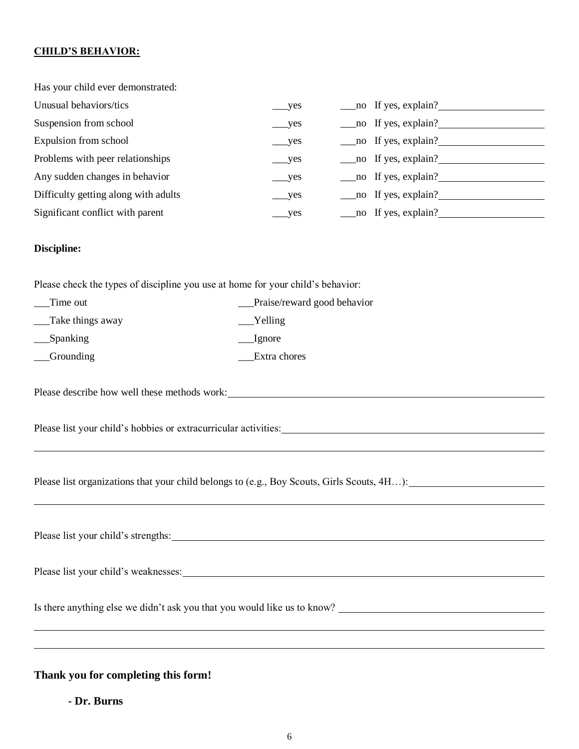**CHILD'S BEHAVIOR:**

Has your child ever demonstrated:

| | | | |
|---|---|---|---|
| Unusual behaviors/tics | ___yes | ___no | If yes, explain?________________ |
| Suspension from school | ___yes | ___no | If yes, explain?________________ |
| Expulsion from school | ___yes | ___no | If yes, explain?________________ |
| Problems with peer relationships | ___yes | ___no | If yes, explain?________________ |
| Any sudden changes in behavior | ___yes | ___no | If yes, explain?________________ |
| Difficulty getting along with adults | ___yes | ___no | If yes, explain?________________ |
| Significant conflict with parent | ___yes | ___no | If yes, explain?________________ |

**Discipline:**

Please check the types of discipline you use at home for your child's behavior:

| | |
|---|---|
| ___Time out | ___Praise/reward good behavior |
| ___Take things away | ___Yelling |
| ___Spanking | ___Ignore |
| ___Grounding | ___Extra chores |

Please describe how well these methods work:________________________________________________

Please list your child's hobbies or extracurricular activities:________________________________________

________________________________________________________________________________

Please list organizations that your child belongs to (e.g., Boy Scouts, Girls Scouts, 4H…):________________

________________________________________________________________________________

Please list your child's strengths:________________________________________________________

Please list your child's weaknesses:______________________________________________________

Is there anything else we didn't ask you that you would like us to know? ______________________________

________________________________________________________________________________

________________________________________________________________________________

**Thank you for completing this form!**

**- Dr. Burns**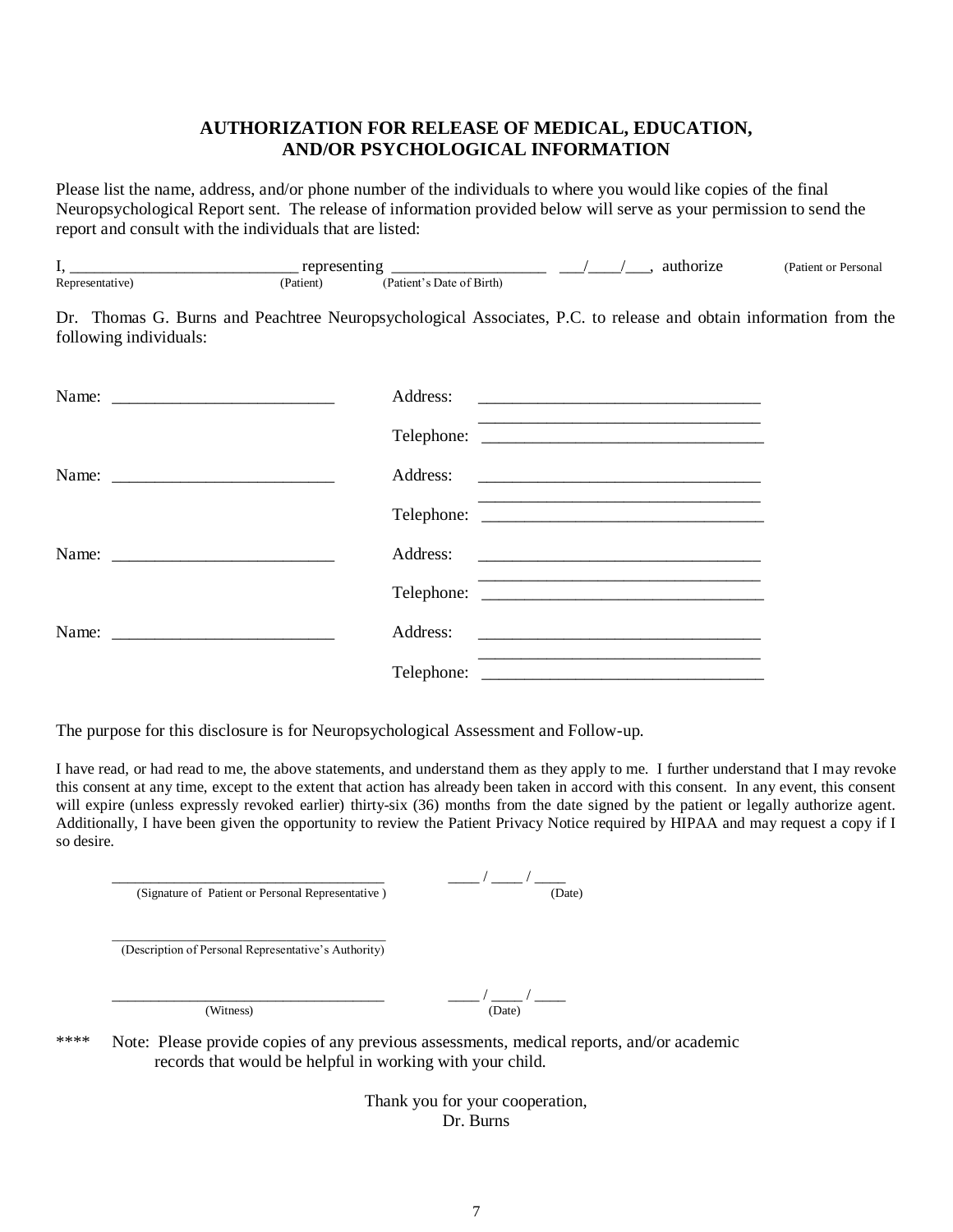## AUTHORIZATION FOR RELEASE OF MEDICAL, EDUCATION, AND/OR PSYCHOLOGICAL INFORMATION

Please list the name, address, and/or phone number of the individuals to where you would like copies of the final Neuropsychological Report sent. The release of information provided below will serve as your permission to send the report and consult with the individuals that are listed:

I, ___________________________ representing __________________ ___/____/___, authorize (Patient or Personal Representative) (Patient) (Patient's Date of Birth)

Dr. Thomas G. Burns and Peachtree Neuropsychological Associates, P.C. to release and obtain information from the following individuals:

Name: __________________________ Address: _________________________________
_________________________________
Telephone: _________________________________

Name: __________________________ Address: _________________________________
_________________________________
Telephone: _________________________________

Name: __________________________ Address: _________________________________
_________________________________
Telephone: _________________________________

Name: __________________________ Address: _________________________________
_________________________________
Telephone: _________________________________

The purpose for this disclosure is for Neuropsychological Assessment and Follow-up.

I have read, or had read to me, the above statements, and understand them as they apply to me. I further understand that I may revoke this consent at any time, except to the extent that action has already been taken in accord with this consent. In any event, this consent will expire (unless expressly revoked earlier) thirty-six (36) months from the date signed by the patient or legally authorize agent. Additionally, I have been given the opportunity to review the Patient Privacy Notice required by HIPAA and may request a copy if I so desire.

___________________________________ ____ / ____ / ____
(Signature of Patient or Personal Representative ) (Date)

___________________________________
(Description of Personal Representative's Authority)

___________________________________ ____ / ____ / ____
(Witness) (Date)

**** Note: Please provide copies of any previous assessments, medical reports, and/or academic records that would be helpful in working with your child.

Thank you for your cooperation,
Dr. Burns